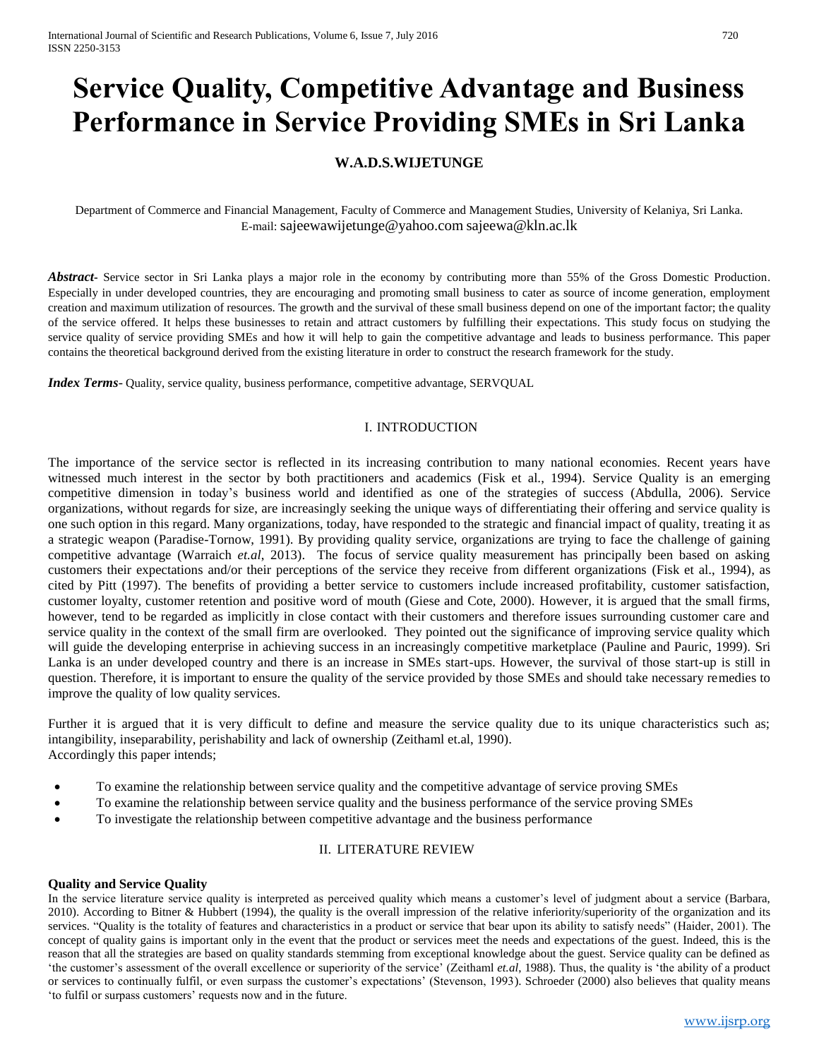# Service Quality, Competitive Advantage and Business Performance in Service Providing SMEs in Sri Lanka

**W.A.D.S.WIJETUNGE**

Department of Commerce and Financial Management, Faculty of Commerce and Management Studies, University of Kelaniya, Sri Lanka.
E-mail: sajeewawijetunge@yahoo.com sajeewa@kln.ac.lk

***Abstract*-** Service sector in Sri Lanka plays a major role in the economy by contributing more than 55% of the Gross Domestic Production. Especially in under developed countries, they are encouraging and promoting small business to cater as source of income generation, employment creation and maximum utilization of resources. The growth and the survival of these small business depend on one of the important factor; the quality of the service offered. It helps these businesses to retain and attract customers by fulfilling their expectations. This study focus on studying the service quality of service providing SMEs and how it will help to gain the competitive advantage and leads to business performance. This paper contains the theoretical background derived from the existing literature in order to construct the research framework for the study.

***Index Terms*-** Quality, service quality, business performance, competitive advantage, SERVQUAL

## I. INTRODUCTION

The importance of the service sector is reflected in its increasing contribution to many national economies. Recent years have witnessed much interest in the sector by both practitioners and academics (Fisk et al., 1994). Service Quality is an emerging competitive dimension in today's business world and identified as one of the strategies of success (Abdulla, 2006). Service organizations, without regards for size, are increasingly seeking the unique ways of differentiating their offering and service quality is one such option in this regard. Many organizations, today, have responded to the strategic and financial impact of quality, treating it as a strategic weapon (Paradise-Tornow, 1991). By providing quality service, organizations are trying to face the challenge of gaining competitive advantage (Warraich *et.al*, 2013). The focus of service quality measurement has principally been based on asking customers their expectations and/or their perceptions of the service they receive from different organizations (Fisk et al., 1994), as cited by Pitt (1997). The benefits of providing a better service to customers include increased profitability, customer satisfaction, customer loyalty, customer retention and positive word of mouth (Giese and Cote, 2000). However, it is argued that the small firms, however, tend to be regarded as implicitly in close contact with their customers and therefore issues surrounding customer care and service quality in the context of the small firm are overlooked. They pointed out the significance of improving service quality which will guide the developing enterprise in achieving success in an increasingly competitive marketplace (Pauline and Pauric, 1999). Sri Lanka is an under developed country and there is an increase in SMEs start-ups. However, the survival of those start-up is still in question. Therefore, it is important to ensure the quality of the service provided by those SMEs and should take necessary remedies to improve the quality of low quality services.

Further it is argued that it is very difficult to define and measure the service quality due to its unique characteristics such as; intangibility, inseparability, perishability and lack of ownership (Zeithaml et.al, 1990).
Accordingly this paper intends;

- To examine the relationship between service quality and the competitive advantage of service proving SMEs
- To examine the relationship between service quality and the business performance of the service proving SMEs
- To investigate the relationship between competitive advantage and the business performance

## II. LITERATURE REVIEW

**Quality and Service Quality**

In the service literature service quality is interpreted as perceived quality which means a customer's level of judgment about a service (Barbara, 2010). According to Bitner & Hubbert (1994), the quality is the overall impression of the relative inferiority/superiority of the organization and its services. "Quality is the totality of features and characteristics in a product or service that bear upon its ability to satisfy needs" (Haider, 2001). The concept of quality gains is important only in the event that the product or services meet the needs and expectations of the guest. Indeed, this is the reason that all the strategies are based on quality standards stemming from exceptional knowledge about the guest. Service quality can be defined as 'the customer's assessment of the overall excellence or superiority of the service' (Zeithaml *et.al*, 1988). Thus, the quality is 'the ability of a product or services to continually fulfil, or even surpass the customer's expectations' (Stevenson, 1993). Schroeder (2000) also believes that quality means 'to fulfil or surpass customers' requests now and in the future.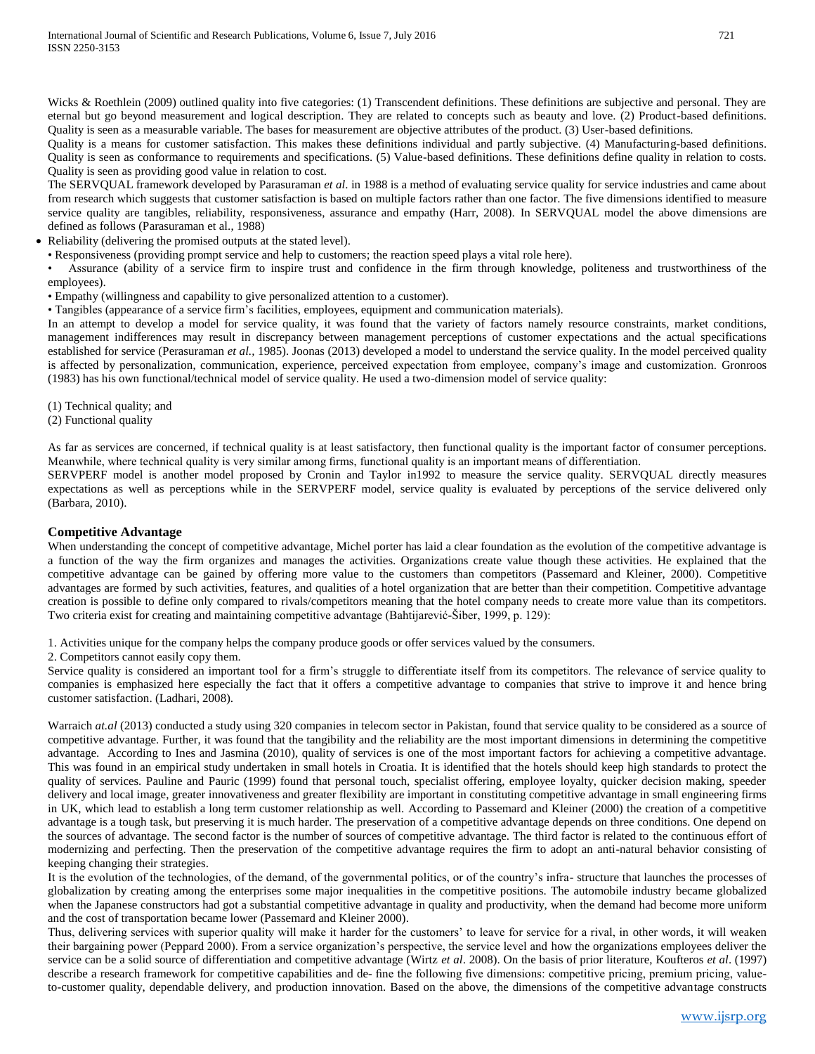Wicks & Roethlein (2009) outlined quality into five categories: (1) Transcendent definitions. These definitions are subjective and personal. They are eternal but go beyond measurement and logical description. They are related to concepts such as beauty and love. (2) Product-based definitions. Quality is seen as a measurable variable. The bases for measurement are objective attributes of the product. (3) User-based definitions.

Quality is a means for customer satisfaction. This makes these definitions individual and partly subjective. (4) Manufacturing-based definitions. Quality is seen as conformance to requirements and specifications. (5) Value-based definitions. These definitions define quality in relation to costs. Quality is seen as providing good value in relation to cost.

The SERVQUAL framework developed by Parasuraman *et al*. in 1988 is a method of evaluating service quality for service industries and came about from research which suggests that customer satisfaction is based on multiple factors rather than one factor. The five dimensions identified to measure service quality are tangibles, reliability, responsiveness, assurance and empathy (Harr, 2008). In SERVQUAL model the above dimensions are defined as follows (Parasuraman et al., 1988)

- Reliability (delivering the promised outputs at the stated level).
- Responsiveness (providing prompt service and help to customers; the reaction speed plays a vital role here).
- Assurance (ability of a service firm to inspire trust and confidence in the firm through knowledge, politeness and trustworthiness of the employees).
- Empathy (willingness and capability to give personalized attention to a customer).
- Tangibles (appearance of a service firm's facilities, employees, equipment and communication materials).

In an attempt to develop a model for service quality, it was found that the variety of factors namely resource constraints, market conditions, management indifferences may result in discrepancy between management perceptions of customer expectations and the actual specifications established for service (Perasuraman *et al.*, 1985). Joonas (2013) developed a model to understand the service quality. In the model perceived quality is affected by personalization, communication, experience, perceived expectation from employee, company's image and customization. Gronroos (1983) has his own functional/technical model of service quality. He used a two-dimension model of service quality:

(1) Technical quality; and
(2) Functional quality

As far as services are concerned, if technical quality is at least satisfactory, then functional quality is the important factor of consumer perceptions. Meanwhile, where technical quality is very similar among firms, functional quality is an important means of differentiation.

SERVPERF model is another model proposed by Cronin and Taylor in1992 to measure the service quality. SERVQUAL directly measures expectations as well as perceptions while in the SERVPERF model, service quality is evaluated by perceptions of the service delivered only (Barbara, 2010).

### Competitive Advantage

When understanding the concept of competitive advantage, Michel porter has laid a clear foundation as the evolution of the competitive advantage is a function of the way the firm organizes and manages the activities. Organizations create value though these activities. He explained that the competitive advantage can be gained by offering more value to the customers than competitors (Passemard and Kleiner, 2000). Competitive advantages are formed by such activities, features, and qualities of a hotel organization that are better than their competition. Competitive advantage creation is possible to define only compared to rivals/competitors meaning that the hotel company needs to create more value than its competitors. Two criteria exist for creating and maintaining competitive advantage (Bahtijarević-Šiber, 1999, p. 129):

1. Activities unique for the company helps the company produce goods or offer services valued by the consumers.
2. Competitors cannot easily copy them.

Service quality is considered an important tool for a firm's struggle to differentiate itself from its competitors. The relevance of service quality to companies is emphasized here especially the fact that it offers a competitive advantage to companies that strive to improve it and hence bring customer satisfaction. (Ladhari, 2008).

Warraich *at.al* (2013) conducted a study using 320 companies in telecom sector in Pakistan, found that service quality to be considered as a source of competitive advantage. Further, it was found that the tangibility and the reliability are the most important dimensions in determining the competitive advantage. According to Ines and Jasmina (2010), quality of services is one of the most important factors for achieving a competitive advantage. This was found in an empirical study undertaken in small hotels in Croatia. It is identified that the hotels should keep high standards to protect the quality of services. Pauline and Pauric (1999) found that personal touch, specialist offering, employee loyalty, quicker decision making, speeder delivery and local image, greater innovativeness and greater flexibility are important in constituting competitive advantage in small engineering firms in UK, which lead to establish a long term customer relationship as well. According to Passemard and Kleiner (2000) the creation of a competitive advantage is a tough task, but preserving it is much harder. The preservation of a competitive advantage depends on three conditions. One depend on the sources of advantage. The second factor is the number of sources of competitive advantage. The third factor is related to the continuous effort of modernizing and perfecting. Then the preservation of the competitive advantage requires the firm to adopt an anti-natural behavior consisting of keeping changing their strategies.

It is the evolution of the technologies, of the demand, of the governmental politics, or of the country's infra- structure that launches the processes of globalization by creating among the enterprises some major inequalities in the competitive positions. The automobile industry became globalized when the Japanese constructors had got a substantial competitive advantage in quality and productivity, when the demand had become more uniform and the cost of transportation became lower (Passemard and Kleiner 2000).

Thus, delivering services with superior quality will make it harder for the customers' to leave for service for a rival, in other words, it will weaken their bargaining power (Peppard 2000). From a service organization's perspective, the service level and how the organizations employees deliver the service can be a solid source of differentiation and competitive advantage (Wirtz *et al*. 2008). On the basis of prior literature, Koufteros *et al*. (1997) describe a research framework for competitive capabilities and de- fine the following five dimensions: competitive pricing, premium pricing, value-to-customer quality, dependable delivery, and production innovation. Based on the above, the dimensions of the competitive advantage constructs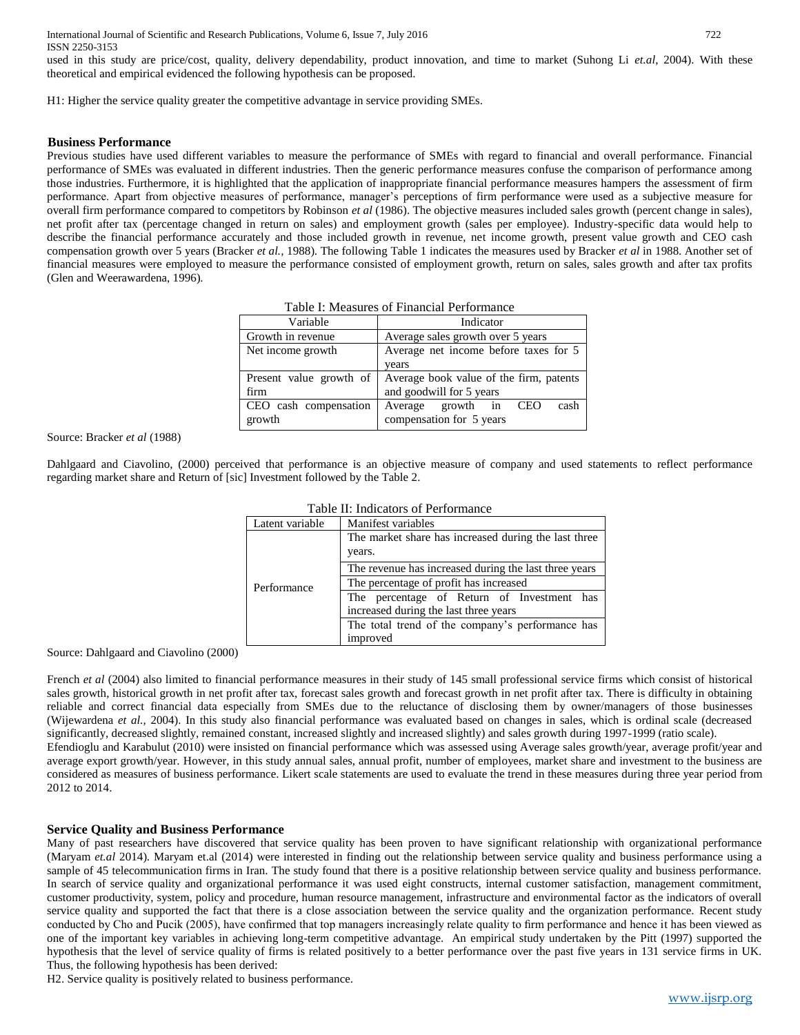used in this study are price/cost, quality, delivery dependability, product innovation, and time to market (Suhong Li *et.al*, 2004). With these theoretical and empirical evidenced the following hypothesis can be proposed.

H1: Higher the service quality greater the competitive advantage in service providing SMEs.

## Business Performance

Previous studies have used different variables to measure the performance of SMEs with regard to financial and overall performance. Financial performance of SMEs was evaluated in different industries. Then the generic performance measures confuse the comparison of performance among those industries. Furthermore, it is highlighted that the application of inappropriate financial performance measures hampers the assessment of firm performance. Apart from objective measures of performance, manager's perceptions of firm performance were used as a subjective measure for overall firm performance compared to competitors by Robinson *et al* (1986). The objective measures included sales growth (percent change in sales), net profit after tax (percentage changed in return on sales) and employment growth (sales per employee). Industry-specific data would help to describe the financial performance accurately and those included growth in revenue, net income growth, present value growth and CEO cash compensation growth over 5 years (Bracker *et al.,* 1988). The following Table 1 indicates the measures used by Bracker *et al* in 1988. Another set of financial measures were employed to measure the performance consisted of employment growth, return on sales, sales growth and after tax profits (Glen and Weerawardena, 1996).

Table I: Measures of Financial Performance

| Variable | Indicator |
|---|---|
| Growth in revenue | Average sales growth over 5 years |
| Net income growth | Average net income before taxes for 5 years |
| Present value growth of firm | Average book value of the firm, patents and goodwill for 5 years |
| CEO cash compensation growth | Average growth in CEO cash compensation for 5 years |

Source: Bracker *et al* (1988)

Dahlgaard and Ciavolino, (2000) perceived that performance is an objective measure of company and used statements to reflect performance regarding market share and Return of [sic] Investment followed by the Table 2.

Table II: Indicators of Performance

| Latent variable | Manifest variables |
|---|---|
| Performance | The market share has increased during the last three years. |
| | The revenue has increased during the last three years |
| | The percentage of profit has increased |
| | The percentage of Return of Investment has increased during the last three years |
| | The total trend of the company's performance has improved |

Source: Dahlgaard and Ciavolino (2000)

French *et al* (2004) also limited to financial performance measures in their study of 145 small professional service firms which consist of historical sales growth, historical growth in net profit after tax, forecast sales growth and forecast growth in net profit after tax. There is difficulty in obtaining reliable and correct financial data especially from SMEs due to the reluctance of disclosing them by owner/managers of those businesses (Wijewardena *et al.,* 2004). In this study also financial performance was evaluated based on changes in sales, which is ordinal scale (decreased significantly, decreased slightly, remained constant, increased slightly and increased slightly) and sales growth during 1997-1999 (ratio scale). Efendioglu and Karabulut (2010) were insisted on financial performance which was assessed using Average sales growth/year, average profit/year and average export growth/year. However, in this study annual sales, annual profit, number of employees, market share and investment to the business are considered as measures of business performance. Likert scale statements are used to evaluate the trend in these measures during three year period from 2012 to 2014.

## Service Quality and Business Performance

Many of past researchers have discovered that service quality has been proven to have significant relationship with organizational performance (Maryam *et.al* 2014). Maryam et.al (2014) were interested in finding out the relationship between service quality and business performance using a sample of 45 telecommunication firms in Iran. The study found that there is a positive relationship between service quality and business performance. In search of service quality and organizational performance it was used eight constructs, internal customer satisfaction, management commitment, customer productivity, system, policy and procedure, human resource management, infrastructure and environmental factor as the indicators of overall service quality and supported the fact that there is a close association between the service quality and the organization performance. Recent study conducted by Cho and Pucik (2005), have confirmed that top managers increasingly relate quality to firm performance and hence it has been viewed as one of the important key variables in achieving long-term competitive advantage. An empirical study undertaken by the Pitt (1997) supported the hypothesis that the level of service quality of firms is related positively to a better performance over the past five years in 131 service firms in UK. Thus, the following hypothesis has been derived:

H2. Service quality is positively related to business performance.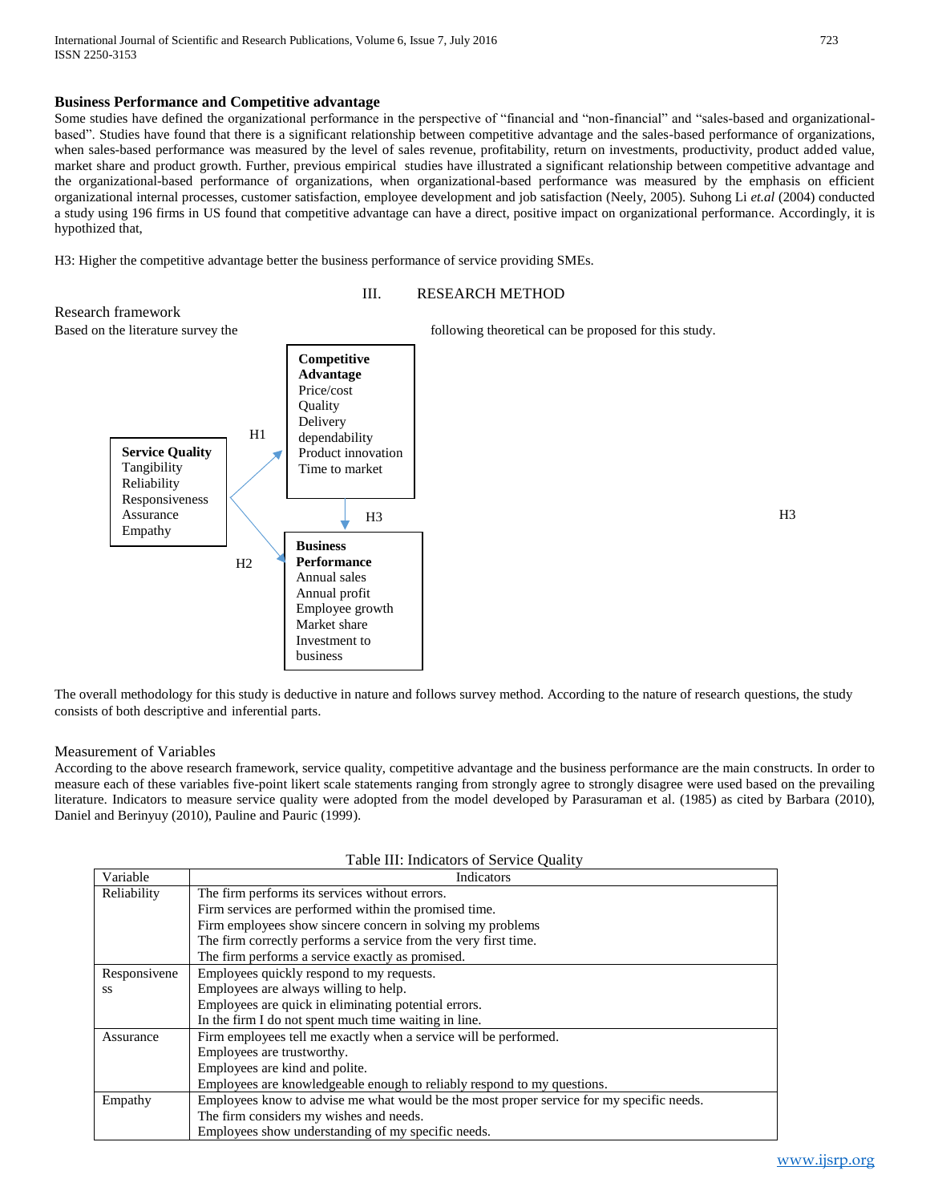### Business Performance and Competitive advantage

Some studies have defined the organizational performance in the perspective of "financial and "non-financial" and "sales-based and organizational-based". Studies have found that there is a significant relationship between competitive advantage and the sales-based performance of organizations, when sales-based performance was measured by the level of sales revenue, profitability, return on investments, productivity, product added value, market share and product growth. Further, previous empirical studies have illustrated a significant relationship between competitive advantage and the organizational-based performance of organizations, when organizational-based performance was measured by the emphasis on efficient organizational internal processes, customer satisfaction, employee development and job satisfaction (Neely, 2005). Suhong Li *et.al* (2004) conducted a study using 196 firms in US found that competitive advantage can have a direct, positive impact on organizational performance. Accordingly, it is hypothized that,

H3: Higher the competitive advantage better the business performance of service providing SMEs.

## III. RESEARCH METHOD

### Research framework

Based on the literature survey the following theoretical can be proposed for this study.

**Service Quality**
Tangibility
Reliability
Responsiveness
Assurance
Empathy

H1

**Competitive Advantage**
Price/cost
Quality
Delivery dependability
Product innovation
Time to market

H3

H2

**Business Performance**
Annual sales
Annual profit
Employee growth
Market share
Investment to business

H3

The overall methodology for this study is deductive in nature and follows survey method. According to the nature of research questions, the study consists of both descriptive and inferential parts.

### Measurement of Variables

According to the above research framework, service quality, competitive advantage and the business performance are the main constructs. In order to measure each of these variables five-point likert scale statements ranging from strongly agree to strongly disagree were used based on the prevailing literature. Indicators to measure service quality were adopted from the model developed by Parasuraman et al. (1985) as cited by Barbara (2010), Daniel and Berinyuy (2010), Pauline and Pauric (1999).

Table III: Indicators of Service Quality

| Variable | Indicators |
|---|---|
| Reliability | The firm performs its services without errors.<br>Firm services are performed within the promised time.<br>Firm employees show sincere concern in solving my problems<br>The firm correctly performs a service from the very first time.<br>The firm performs a service exactly as promised. |
| Responsiveness | Employees quickly respond to my requests.<br>Employees are always willing to help.<br>Employees are quick in eliminating potential errors.<br>In the firm I do not spent much time waiting in line. |
| Assurance | Firm employees tell me exactly when a service will be performed.<br>Employees are trustworthy.<br>Employees are kind and polite.<br>Employees are knowledgeable enough to reliably respond to my questions. |
| Empathy | Employees know to advise me what would be the most proper service for my specific needs.<br>The firm considers my wishes and needs.<br>Employees show understanding of my specific needs. |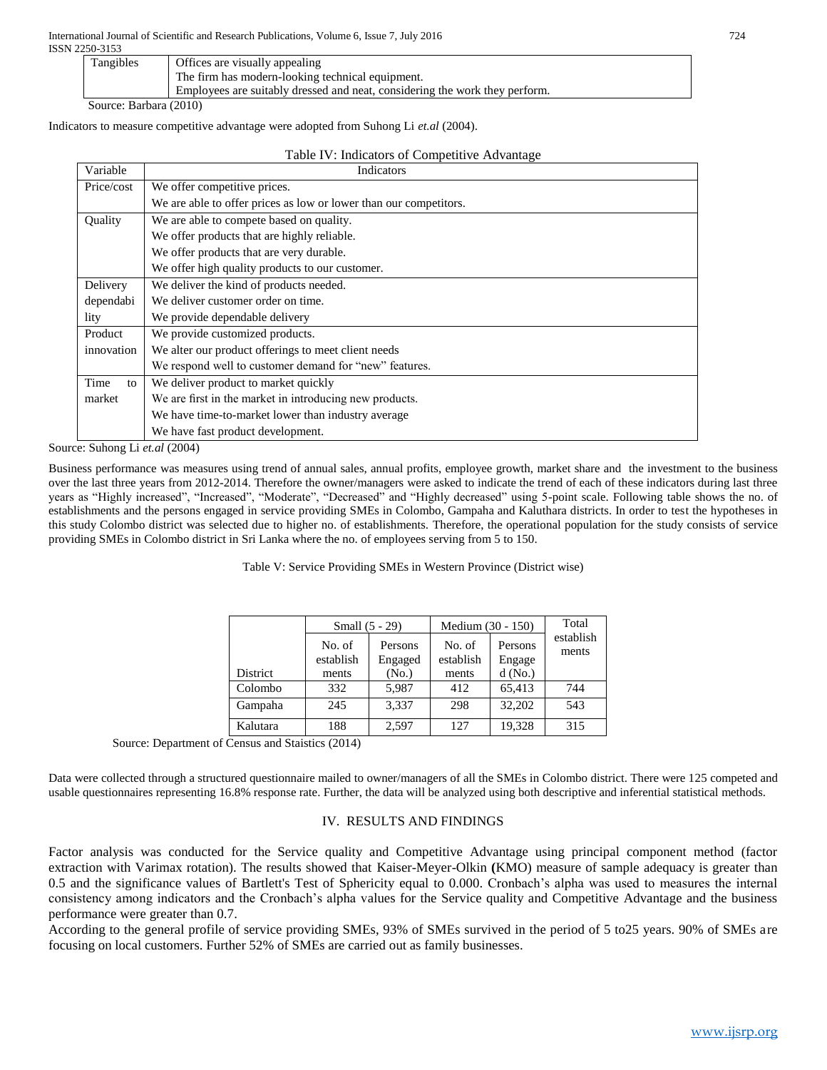| Tangibles | Offices are visually appealing<br>The firm has modern-looking technical equipment.<br>Employees are suitably dressed and neat, considering the work they perform. |
|---|---|

Source: Barbara (2010)

Indicators to measure competitive advantage were adopted from Suhong Li *et.al* (2004).

Table IV: Indicators of Competitive Advantage

| Variable | Indicators |
|---|---|
| Price/cost | We offer competitive prices. |
| | We are able to offer prices as low or lower than our competitors. |
| Quality | We are able to compete based on quality. |
| | We offer products that are highly reliable. |
| | We offer products that are very durable. |
| | We offer high quality products to our customer. |
| Delivery dependability | We deliver the kind of products needed. |
| | We deliver customer order on time. |
| | We provide dependable delivery |
| Product innovation | We provide customized products. |
| | We alter our product offerings to meet client needs |
| | We respond well to customer demand for "new" features. |
| Time to market | We deliver product to market quickly |
| | We are first in the market in introducing new products. |
| | We have time-to-market lower than industry average |
| | We have fast product development. |

Source: Suhong Li *et.al* (2004)

Business performance was measures using trend of annual sales, annual profits, employee growth, market share and the investment to the business over the last three years from 2012-2014. Therefore the owner/managers were asked to indicate the trend of each of these indicators during last three years as "Highly increased", "Increased", "Moderate", "Decreased" and "Highly decreased" using 5-point scale. Following table shows the no. of establishments and the persons engaged in service providing SMEs in Colombo, Gampaha and Kaluthara districts. In order to test the hypotheses in this study Colombo district was selected due to higher no. of establishments. Therefore, the operational population for the study consists of service providing SMEs in Colombo district in Sri Lanka where the no. of employees serving from 5 to 150.

Table V: Service Providing SMEs in Western Province (District wise)

| | Small (5 - 29) | | Medium (30 - 150) | | Total establishments |
|---|---|---|---|---|---|
| District | No. of establishments | Persons Engaged (No.) | No. of establishments | Persons Engaged (No.) | |
| Colombo | 332 | 5,987 | 412 | 65,413 | 744 |
| Gampaha | 245 | 3,337 | 298 | 32,202 | 543 |
| Kalutara | 188 | 2,597 | 127 | 19,328 | 315 |

Source: Department of Census and Staistics (2014)

Data were collected through a structured questionnaire mailed to owner/managers of all the SMEs in Colombo district. There were 125 competed and usable questionnaires representing 16.8% response rate. Further, the data will be analyzed using both descriptive and inferential statistical methods.

## IV. RESULTS AND FINDINGS

Factor analysis was conducted for the Service quality and Competitive Advantage using principal component method (factor extraction with Varimax rotation). The results showed that Kaiser-Meyer-Olkin **(**KMO) measure of sample adequacy is greater than 0.5 and the significance values of Bartlett's Test of Sphericity equal to 0.000. Cronbach's alpha was used to measures the internal consistency among indicators and the Cronbach's alpha values for the Service quality and Competitive Advantage and the business performance were greater than 0.7.

According to the general profile of service providing SMEs, 93% of SMEs survived in the period of 5 to25 years. 90% of SMEs are focusing on local customers. Further 52% of SMEs are carried out as family businesses.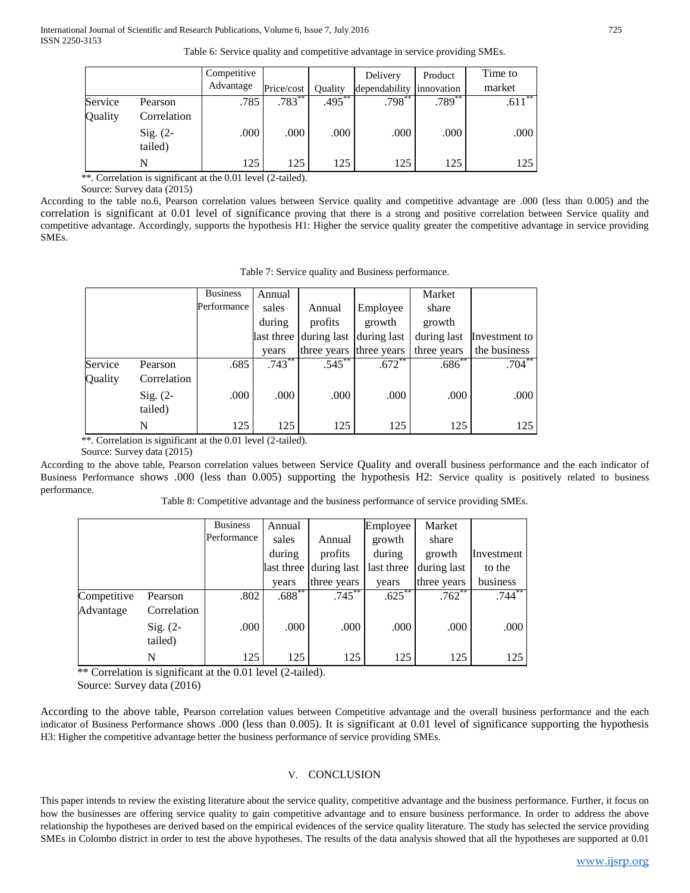Table 6: Service quality and competitive advantage in service providing SMEs.

| | | Competitive Advantage | Price/cost | Quality | Delivery dependability | Product innovation | Time to market |
|---|---|---|---|---|---|---|---|
| Service Quality | Pearson Correlation | .785 | .783** | .495** | .798** | .789** | .611** |
| | Sig. (2-tailed) | .000 | .000 | .000 | .000 | .000 | .000 |
| | N | 125 | 125 | 125 | 125 | 125 | 125 |

**. Correlation is significant at the 0.01 level (2-tailed).

Source: Survey data (2015)

According to the table no.6, Pearson correlation values between Service quality and competitive advantage are .000 (less than 0.005) and the correlation is significant at 0.01 level of significance proving that there is a strong and positive correlation between Service quality and competitive advantage. Accordingly, supports the hypothesis H1: Higher the service quality greater the competitive advantage in service providing SMEs.

Table 7: Service quality and Business performance.

| | | Business Performance | Annual sales during last three years | Annual profits during last three years | Employee growth during last three years | Market share growth during last three years | Investment to the business |
|---|---|---|---|---|---|---|---|
| Service Quality | Pearson Correlation | .685 | .743** | .545** | .672** | .686** | .704** |
| | Sig. (2-tailed) | .000 | .000 | .000 | .000 | .000 | .000 |
| | N | 125 | 125 | 125 | 125 | 125 | 125 |

**. Correlation is significant at the 0.01 level (2-tailed).

Source: Survey data (2015)

According to the above table, Pearson correlation values between Service Quality and overall business performance and the each indicator of Business Performance shows .000 (less than 0.005) supporting the hypothesis H2: Service quality is positively related to business performance.

Table 8: Competitive advantage and the business performance of service providing SMEs.

| | | Business Performance | Annual sales during last three years | Annual profits during last three years | Employee growth during last three years | Market share growth during last three years | Investment to the business |
|---|---|---|---|---|---|---|---|
| Competitive Advantage | Pearson Correlation | .802 | .688** | .745** | .625** | .762** | .744** |
| | Sig. (2-tailed) | .000 | .000 | .000 | .000 | .000 | .000 |
| | N | 125 | 125 | 125 | 125 | 125 | 125 |

** Correlation is significant at the 0.01 level (2-tailed).

Source: Survey data (2016)

According to the above table, Pearson correlation values between Competitive advantage and the overall business performance and the each indicator of Business Performance shows .000 (less than 0.005). It is significant at 0.01 level of significance supporting the hypothesis H3: Higher the competitive advantage better the business performance of service providing SMEs.

## V. CONCLUSION

This paper intends to review the existing literature about the service quality, competitive advantage and the business performance. Further, it focus on how the businesses are offering service quality to gain competitive advantage and to ensure business performance. In order to address the above relationship the hypotheses are derived based on the empirical evidences of the service quality literature. The study has selected the service providing SMEs in Colombo district in order to test the above hypotheses. The results of the data analysis showed that all the hypotheses are supported at 0.01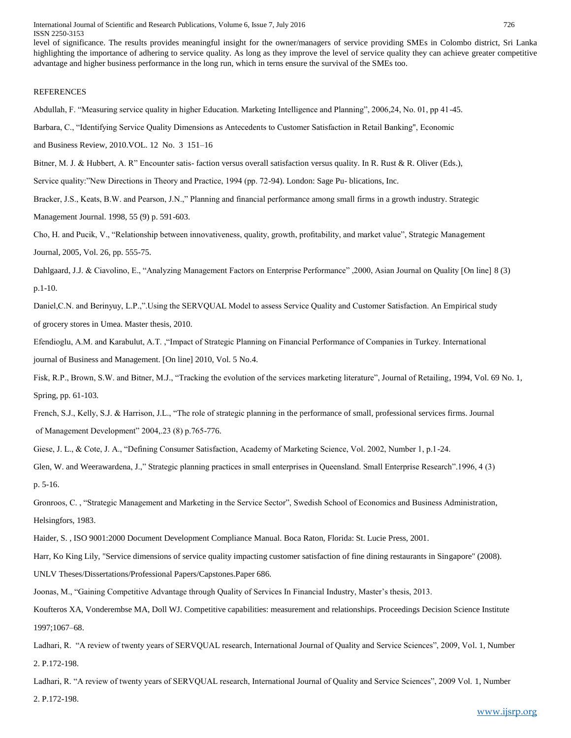level of significance. The results provides meaningful insight for the owner/managers of service providing SMEs in Colombo district, Sri Lanka highlighting the importance of adhering to service quality. As long as they improve the level of service quality they can achieve greater competitive advantage and higher business performance in the long run, which in terns ensure the survival of the SMEs too.

## REFERENCES

Abdullah, F. "Measuring service quality in higher Education. Marketing Intelligence and Planning", 2006,24, No. 01, pp 41-45.

Barbara, C., "Identifying Service Quality Dimensions as Antecedents to Customer Satisfaction in Retail Banking", Economic and Business Review, 2010.VOL. 12 No. 3 151–16

Bitner, M. J. & Hubbert, A. R" Encounter satis- faction versus overall satisfaction versus quality. In R. Rust & R. Oliver (Eds.), Service quality:"New Directions in Theory and Practice, 1994 (pp. 72-94). London: Sage Pu- blications, Inc.

Bracker, J.S., Keats, B.W. and Pearson, J.N.," Planning and financial performance among small firms in a growth industry. Strategic Management Journal. 1998, 55 (9) p. 591-603.

Cho, H. and Pucik, V., "Relationship between innovativeness, quality, growth, profitability, and market value", Strategic Management Journal, 2005, Vol. 26, pp. 555-75.

Dahlgaard, J.J. & Ciavolino, E., "Analyzing Management Factors on Enterprise Performance" ,2000, Asian Journal on Quality [On line] 8 (3) p.1-10.

Daniel,C.N. and Berinyuy, L.P.,".Using the SERVQUAL Model to assess Service Quality and Customer Satisfaction. An Empirical study of grocery stores in Umea. Master thesis, 2010.

Efendioglu, A.M. and Karabulut, A.T. ,"Impact of Strategic Planning on Financial Performance of Companies in Turkey. International journal of Business and Management. [On line] 2010, Vol. 5 No.4.

Fisk, R.P., Brown, S.W. and Bitner, M.J., "Tracking the evolution of the services marketing literature", Journal of Retailing, 1994, Vol. 69 No. 1, Spring, pp. 61-103.

French, S.J., Kelly, S.J. & Harrison, J.L., "The role of strategic planning in the performance of small, professional services firms. Journal of Management Development" 2004,.23 (8) p.765-776.

Giese, J. L., & Cote, J. A., "Defining Consumer Satisfaction, Academy of Marketing Science, Vol. 2002, Number 1, p.1-24.

Glen, W. and Weerawardena, J.," Strategic planning practices in small enterprises in Queensland. Small Enterprise Research".1996, 4 (3) p. 5-16.

Gronroos, C. , "Strategic Management and Marketing in the Service Sector", Swedish School of Economics and Business Administration, Helsingfors, 1983.

Haider, S. , ISO 9001:2000 Document Development Compliance Manual. Boca Raton, Florida: St. Lucie Press, 2001.

Harr, Ko King Lily, "Service dimensions of service quality impacting customer satisfaction of fine dining restaurants in Singapore" (2008). UNLV Theses/Dissertations/Professional Papers/Capstones.Paper 686.

Joonas, M., "Gaining Competitive Advantage through Quality of Services In Financial Industry, Master's thesis, 2013.

Koufteros XA, Vonderembse MA, Doll WJ. Competitive capabilities: measurement and relationships. Proceedings Decision Science Institute 1997;1067–68.

Ladhari, R. "A review of twenty years of SERVQUAL research, International Journal of Quality and Service Sciences", 2009, Vol. 1, Number 2. P.172-198.

Ladhari, R. "A review of twenty years of SERVQUAL research, International Journal of Quality and Service Sciences", 2009 Vol. 1, Number 2. P.172-198.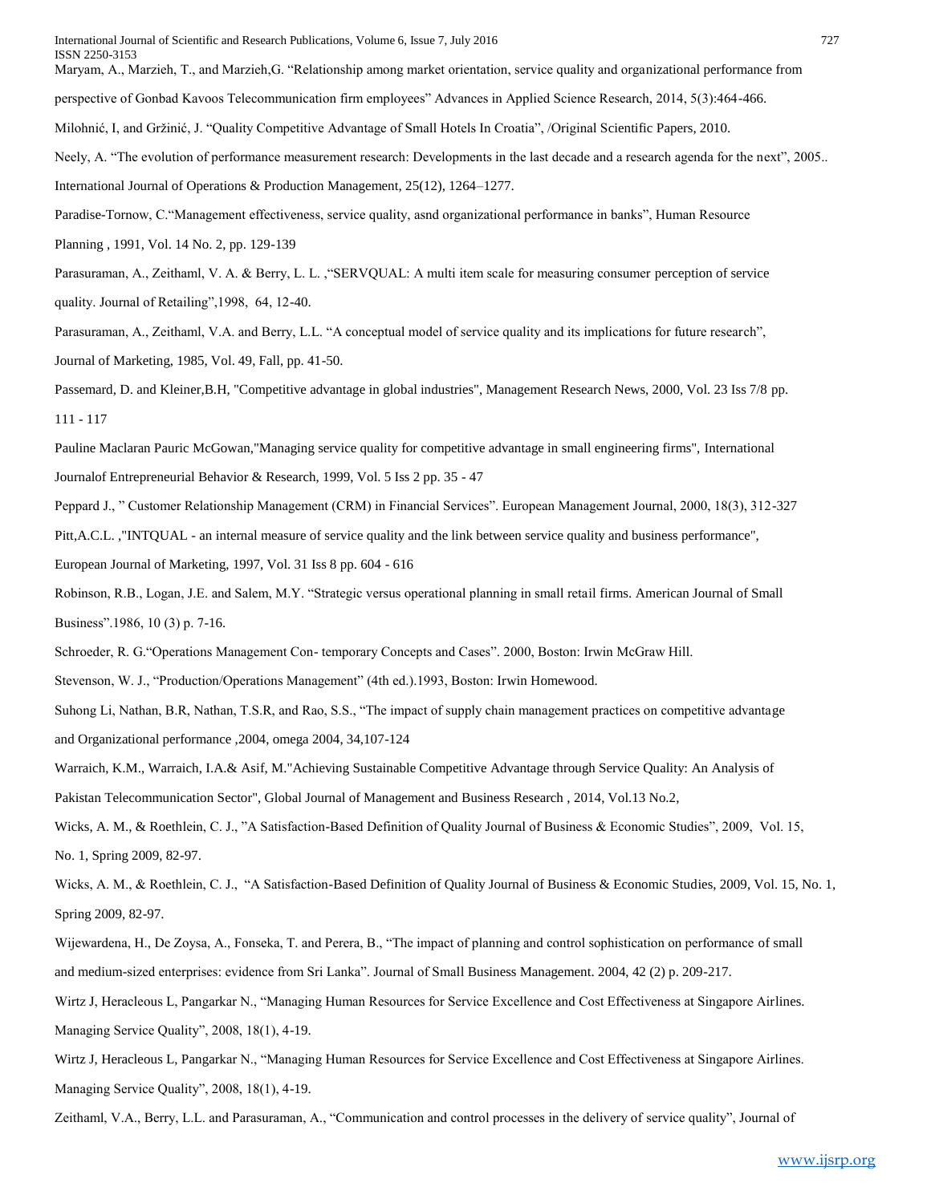Maryam, A., Marzieh, T., and Marzieh,G. "Relationship among market orientation, service quality and organizational performance from perspective of Gonbad Kavoos Telecommunication firm employees" Advances in Applied Science Research, 2014, 5(3):464-466.

Milohnić, I, and Gržinić, J. "Quality Competitive Advantage of Small Hotels In Croatia", /Original Scientific Papers, 2010.

Neely, A. "The evolution of performance measurement research: Developments in the last decade and a research agenda for the next", 2005.. International Journal of Operations & Production Management, 25(12), 1264–1277.

Paradise-Tornow, C."Management effectiveness, service quality, asnd organizational performance in banks", Human Resource Planning , 1991, Vol. 14 No. 2, pp. 129-139

Parasuraman, A., Zeithaml, V. A. & Berry, L. L. ,"SERVQUAL: A multi item scale for measuring consumer perception of service quality. Journal of Retailing",1998, 64, 12-40.

Parasuraman, A., Zeithaml, V.A. and Berry, L.L. "A conceptual model of service quality and its implications for future research", Journal of Marketing, 1985, Vol. 49, Fall, pp. 41-50.

Passemard, D. and Kleiner,B.H, "Competitive advantage in global industries", Management Research News, 2000, Vol. 23 Iss 7/8 pp. 111 - 117

Pauline Maclaran Pauric McGowan,"Managing service quality for competitive advantage in small engineering firms", International Journalof Entrepreneurial Behavior & Research, 1999, Vol. 5 Iss 2 pp. 35 - 47

Peppard J., " Customer Relationship Management (CRM) in Financial Services". European Management Journal, 2000, 18(3), 312-327

Pitt,A.C.L. ,"INTQUAL - an internal measure of service quality and the link between service quality and business performance", European Journal of Marketing, 1997, Vol. 31 Iss 8 pp. 604 - 616

Robinson, R.B., Logan, J.E. and Salem, M.Y. "Strategic versus operational planning in small retail firms. American Journal of Small Business".1986, 10 (3) p. 7-16.

Schroeder, R. G."Operations Management Con- temporary Concepts and Cases". 2000, Boston: Irwin McGraw Hill.

Stevenson, W. J., "Production/Operations Management" (4th ed.).1993, Boston: Irwin Homewood.

Suhong Li, Nathan, B.R, Nathan, T.S.R, and Rao, S.S., "The impact of supply chain management practices on competitive advantage and Organizational performance ,2004, omega 2004, 34,107-124

Warraich, K.M., Warraich, I.A.& Asif, M."Achieving Sustainable Competitive Advantage through Service Quality: An Analysis of Pakistan Telecommunication Sector", Global Journal of Management and Business Research , 2014, Vol.13 No.2,

Wicks, A. M., & Roethlein, C. J., "A Satisfaction-Based Definition of Quality Journal of Business & Economic Studies", 2009, Vol. 15, No. 1, Spring 2009, 82-97.

Wicks, A. M., & Roethlein, C. J., "A Satisfaction-Based Definition of Quality Journal of Business & Economic Studies, 2009, Vol. 15, No. 1, Spring 2009, 82-97.

Wijewardena, H., De Zoysa, A., Fonseka, T. and Perera, B., "The impact of planning and control sophistication on performance of small and medium-sized enterprises: evidence from Sri Lanka". Journal of Small Business Management. 2004, 42 (2) p. 209-217.

Wirtz J, Heracleous L, Pangarkar N., "Managing Human Resources for Service Excellence and Cost Effectiveness at Singapore Airlines. Managing Service Quality", 2008, 18(1), 4-19.

Wirtz J, Heracleous L, Pangarkar N., "Managing Human Resources for Service Excellence and Cost Effectiveness at Singapore Airlines. Managing Service Quality", 2008, 18(1), 4-19.

Zeithaml, V.A., Berry, L.L. and Parasuraman, A., "Communication and control processes in the delivery of service quality", Journal of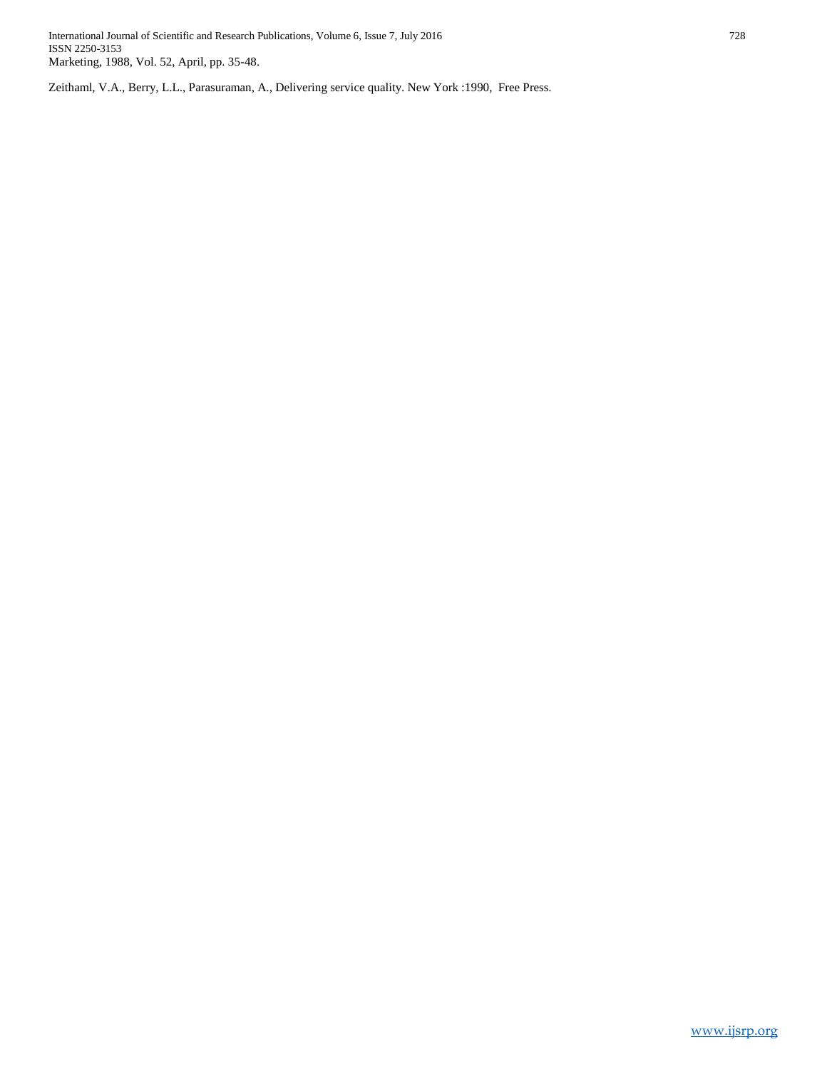Marketing, 1988, Vol. 52, April, pp. 35-48.

Zeithaml, V.A., Berry, L.L., Parasuraman, A., Delivering service quality. New York :1990, Free Press.